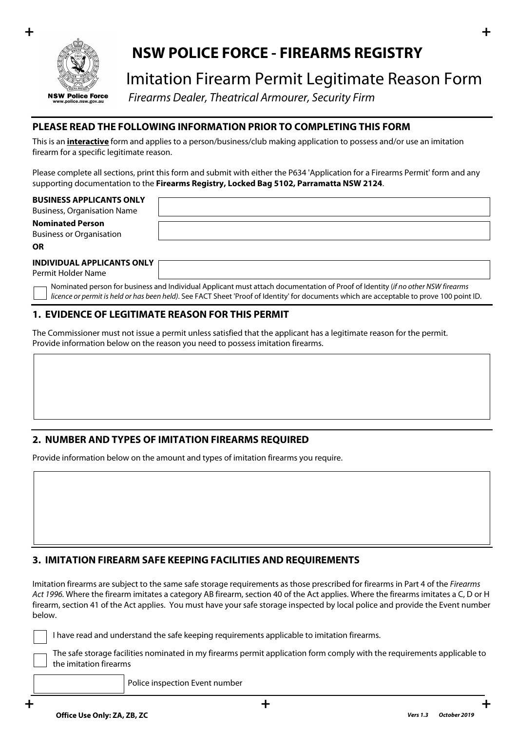# NSW POLICE FORCE - FIREARMS REGISTRY

## Imitation Firearm Permit Legitimate Reason Form

*Firearms Dealer, Theatrical Armourer, Security Firm*

### PLEASE READ THE FOLLOWING INFORMATION PRIOR TO COMPLETING THIS FORM

This is an **interactive** form and applies to a person/business/club making application to possess and/or use an imitation firearm for a specific legitimate reason.

Please complete all sections, print this form and submit with either the P634 'Application for a Firearms Permit' form and any supporting documentation to the **Firearms Registry, Locked Bag 5102, Parramatta NSW 2124**.

**BUSINESS APPLICANTS ONLY**
Business, Organisation Name: ______________________

**Nominated Person**
Business or Organisation: ______________________

**OR**

**INDIVIDUAL APPLICANTS ONLY**
Permit Holder Name: ______________________

☐ Nominated person for business and Individual Applicant must attach documentation of Proof of Identity (*if no other NSW firearms licence or permit is held or has been held)*. See FACT Sheet 'Proof of Identity' for documents which are acceptable to prove 100 point ID.

### 1. EVIDENCE OF LEGITIMATE REASON FOR THIS PERMIT

The Commissioner must not issue a permit unless satisfied that the applicant has a legitimate reason for the permit.
Provide information below on the reason you need to possess imitation firearms.

______________________

### 2. NUMBER AND TYPES OF IMITATION FIREARMS REQUIRED

Provide information below on the amount and types of imitation firearms you require.

______________________

### 3. IMITATION FIREARM SAFE KEEPING FACILITIES AND REQUIREMENTS

Imitation firearms are subject to the same safe storage requirements as those prescribed for firearms in Part 4 of the *Firearms Act 1996*. Where the firearm imitates a category AB firearm, section 40 of the Act applies. Where the firearms imitates a C, D or H firearm, section 41 of the Act applies. You must have your safe storage inspected by local police and provide the Event number below.

☐ I have read and understand the safe keeping requirements applicable to imitation firearms.

☐ The safe storage facilities nominated in my firearms permit application form comply with the requirements applicable to the imitation firearms

______________________ Police inspection Event number

**Office Use Only: ZA, ZB, ZC**

*Vers 1.3 October 2019*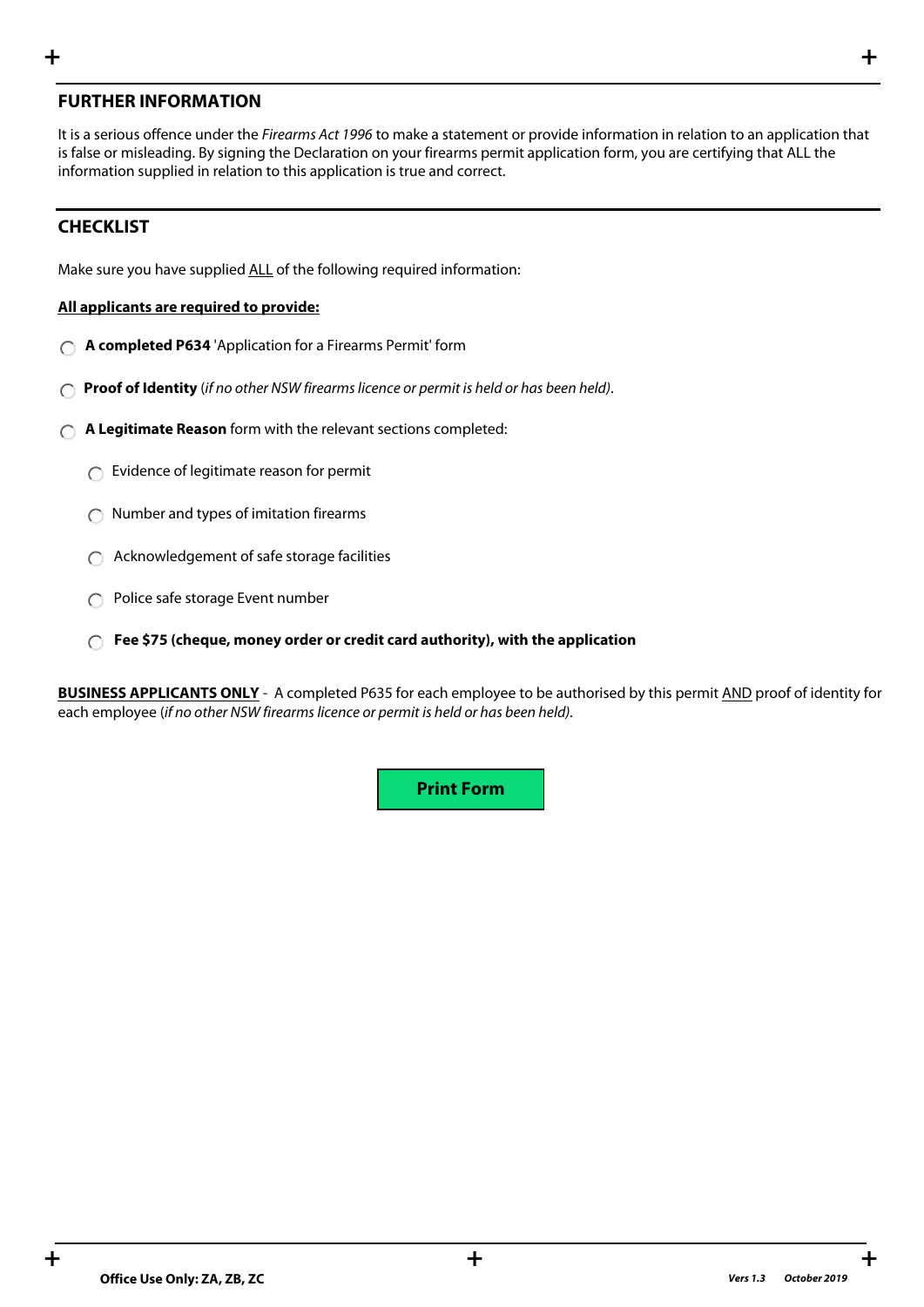## FURTHER INFORMATION

It is a serious offence under the *Firearms Act 1996* to make a statement or provide information in relation to an application that is false or misleading. By signing the Declaration on your firearms permit application form, you are certifying that ALL the information supplied in relation to this application is true and correct.

## CHECKLIST

Make sure you have supplied <u>ALL</u> of the following required information:

**<u>All applicants are required to provide:</u>**

- ◯ **A completed P634** 'Application for a Firearms Permit' form
- ◯ **Proof of Identity** (*if no other NSW firearms licence or permit is held or has been held*).
- ◯ **A Legitimate Reason** form with the relevant sections completed:
  - ◯ Evidence of legitimate reason for permit
  - ◯ Number and types of imitation firearms
  - ◯ Acknowledgement of safe storage facilities
  - ◯ Police safe storage Event number
  - ◯ **Fee $75 (cheque, money order or credit card authority), with the application**

**<u>BUSINESS APPLICANTS ONLY</u>** - A completed P635 for each employee to be authorised by this permit <u>AND</u> proof of identity for each employee (*if no other NSW firearms licence or permit is held or has been held).*

**Print Form**

**Office Use Only: ZA, ZB, ZC**

***Vers 1.3 October 2019***